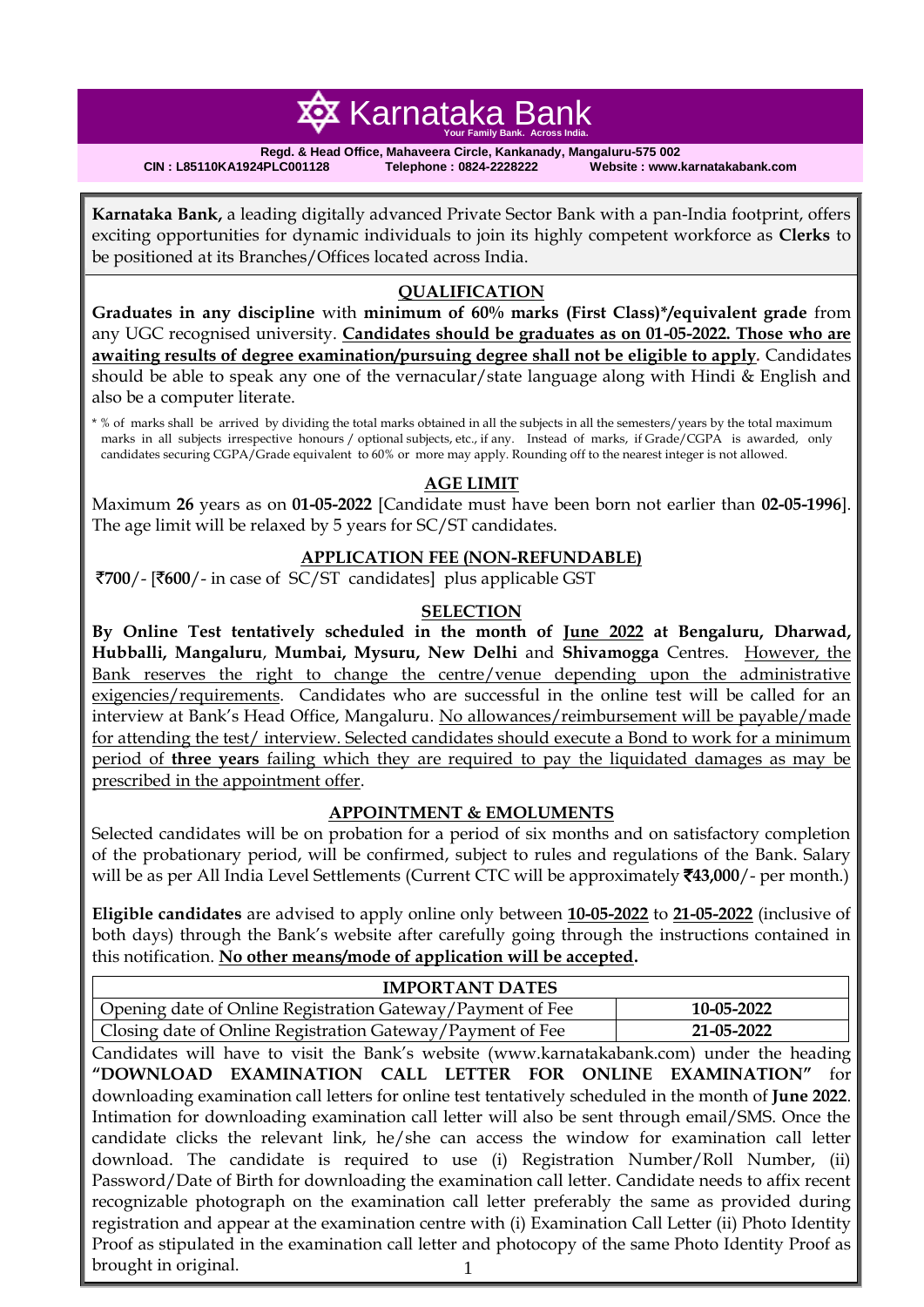# Karnataka Bank

Your Family Bank. Across India.

**Regd. & Head Office, Mahaveera Circle, Kankanady, Mangaluru-575 002**

**CIN : L85110KA1924PLC001128 Telephone : 0824-2228222 Website : www.karnatakabank.com**

**Karnataka Bank,** a leading digitally advanced Private Sector Bank with a pan-India footprint, offers exciting opportunities for dynamic individuals to join its highly competent workforce as **Clerks** to be positioned at its Branches/Offices located across India.

## QUALIFICATION

**Graduates in any discipline** with **minimum of 60% marks (First Class)*/equivalent grade** from any UGC recognised university. **Candidates should be graduates as on 01-05-2022. Those who are awaiting results of degree examination/pursuing degree shall not be eligible to apply.** Candidates should be able to speak any one of the vernacular/state language along with Hindi & English and also be a computer literate.

* % of marks shall be arrived by dividing the total marks obtained in all the subjects in all the semesters/years by the total maximum marks in all subjects irrespective honours / optional subjects, etc., if any. Instead of marks, if Grade/CGPA is awarded, only candidates securing CGPA/Grade equivalent to 60% or more may apply. Rounding off to the nearest integer is not allowed.

## AGE LIMIT

Maximum **26** years as on **01-05-2022** [Candidate must have been born not earlier than **02-05-1996**]. The age limit will be relaxed by 5 years for SC/ST candidates.

## APPLICATION FEE (NON-REFUNDABLE)

**₹700**/- [**₹600**/- in case of SC/ST candidates] plus applicable GST

## SELECTION

**By Online Test tentatively scheduled in the month of June 2022 at Bengaluru, Dharwad, Hubballi, Mangaluru**, **Mumbai, Mysuru, New Delhi** and **Shivamogga** Centres. However, the Bank reserves the right to change the centre/venue depending upon the administrative exigencies/requirements. Candidates who are successful in the online test will be called for an interview at Bank's Head Office, Mangaluru. No allowances/reimbursement will be payable/made for attending the test/ interview. Selected candidates should execute a Bond to work for a minimum period of **three years** failing which they are required to pay the liquidated damages as may be prescribed in the appointment offer.

## APPOINTMENT & EMOLUMENTS

Selected candidates will be on probation for a period of six months and on satisfactory completion of the probationary period, will be confirmed, subject to rules and regulations of the Bank. Salary will be as per All India Level Settlements (Current CTC will be approximately **₹43,000**/- per month.)

**Eligible candidates** are advised to apply online only between **10-05-2022** to **21-05-2022** (inclusive of both days) through the Bank's website after carefully going through the instructions contained in this notification. **No other means/mode of application will be accepted.**

| IMPORTANT DATES | |
|---|---|
| Opening date of Online Registration Gateway/Payment of Fee | **10-05-2022** |
| Closing date of Online Registration Gateway/Payment of Fee | **21-05-2022** |

Candidates will have to visit the Bank's website (www.karnatakabank.com) under the heading **"DOWNLOAD EXAMINATION CALL LETTER FOR ONLINE EXAMINATION"** for downloading examination call letters for online test tentatively scheduled in the month of **June 2022**. Intimation for downloading examination call letter will also be sent through email/SMS. Once the candidate clicks the relevant link, he/she can access the window for examination call letter download. The candidate is required to use (i) Registration Number/Roll Number, (ii) Password/Date of Birth for downloading the examination call letter. Candidate needs to affix recent recognizable photograph on the examination call letter preferably the same as provided during registration and appear at the examination centre with (i) Examination Call Letter (ii) Photo Identity Proof as stipulated in the examination call letter and photocopy of the same Photo Identity Proof as brought in original.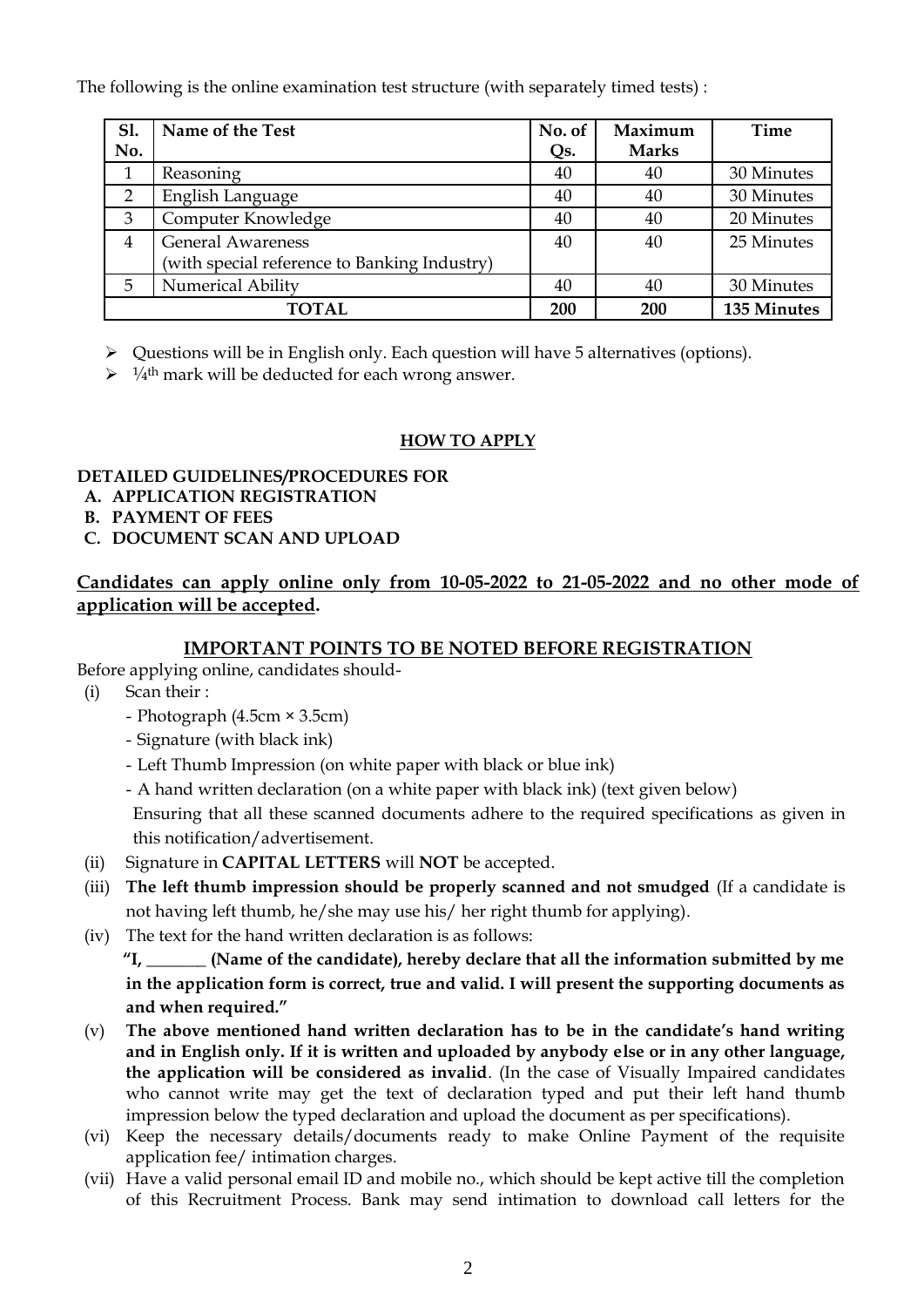The following is the online examination test structure (with separately timed tests) :

| Sl. No. | Name of the Test | No. of Qs. | Maximum Marks | Time |
|---|---|---|---|---|
| 1 | Reasoning | 40 | 40 | 30 Minutes |
| 2 | English Language | 40 | 40 | 30 Minutes |
| 3 | Computer Knowledge | 40 | 40 | 20 Minutes |
| 4 | General Awareness (with special reference to Banking Industry) | 40 | 40 | 25 Minutes |
| 5 | Numerical Ability | 40 | 40 | 30 Minutes |
| **TOTAL** | | **200** | **200** | **135 Minutes** |

- Questions will be in English only. Each question will have 5 alternatives (options).
- ¼th mark will be deducted for each wrong answer.

## HOW TO APPLY

**DETAILED GUIDELINES/PROCEDURES FOR**

**A. APPLICATION REGISTRATION**
**B. PAYMENT OF FEES**
**C. DOCUMENT SCAN AND UPLOAD**

**Candidates can apply online only from 10-05-2022 to 21-05-2022 and no other mode of application will be accepted.**

### IMPORTANT POINTS TO BE NOTED BEFORE REGISTRATION

Before applying online, candidates should-

(i) Scan their :
- Photograph (4.5cm × 3.5cm)
- Signature (with black ink)
- Left Thumb Impression (on white paper with black or blue ink)
- A hand written declaration (on a white paper with black ink) (text given below)

Ensuring that all these scanned documents adhere to the required specifications as given in this notification/advertisement.

(ii) Signature in **CAPITAL LETTERS** will **NOT** be accepted.

(iii) **The left thumb impression should be properly scanned and not smudged** (If a candidate is not having left thumb, he/she may use his/ her right thumb for applying).

(iv) The text for the hand written declaration is as follows:

**"I, _______ (Name of the candidate), hereby declare that all the information submitted by me in the application form is correct, true and valid. I will present the supporting documents as and when required."**

(v) **The above mentioned hand written declaration has to be in the candidate's hand writing and in English only. If it is written and uploaded by anybody else or in any other language, the application will be considered as invalid**. (In the case of Visually Impaired candidates who cannot write may get the text of declaration typed and put their left hand thumb impression below the typed declaration and upload the document as per specifications).

(vi) Keep the necessary details/documents ready to make Online Payment of the requisite application fee/ intimation charges.

(vii) Have a valid personal email ID and mobile no., which should be kept active till the completion of this Recruitment Process. Bank may send intimation to download call letters for the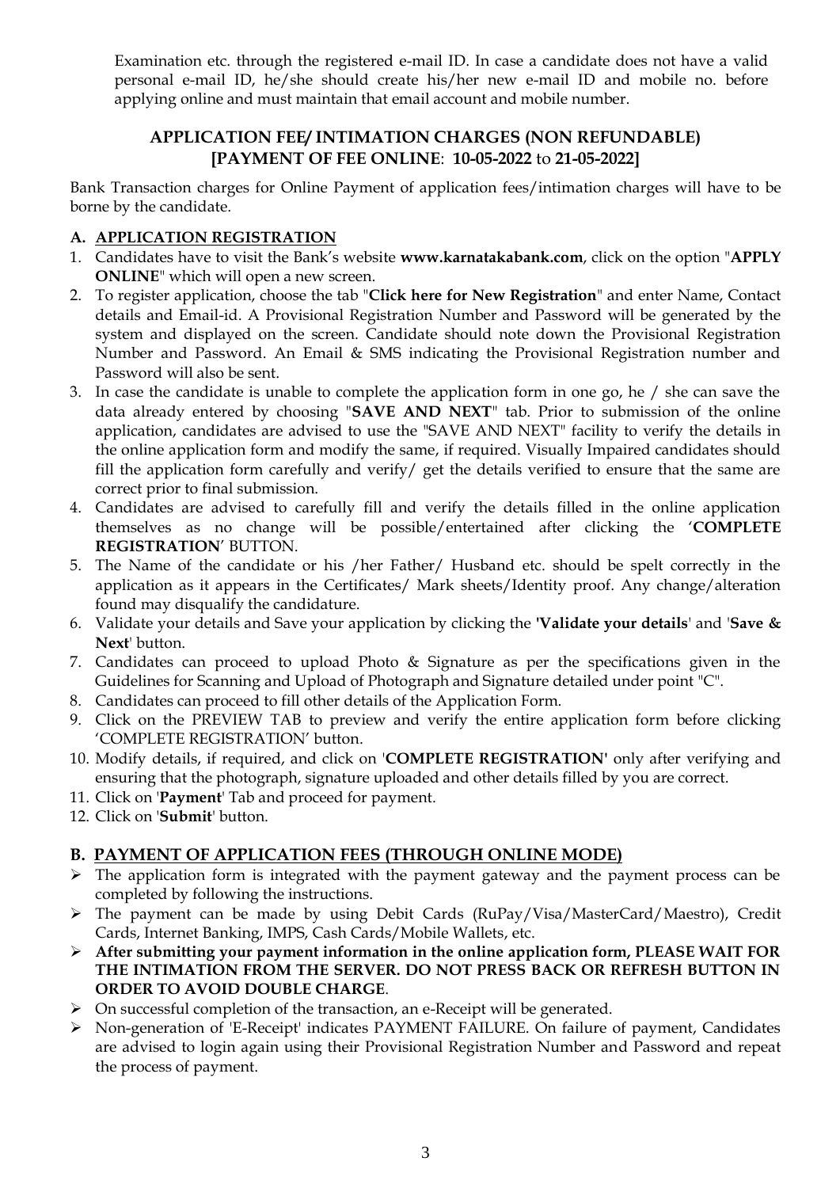Examination etc. through the registered e-mail ID. In case a candidate does not have a valid personal e-mail ID, he/she should create his/her new e-mail ID and mobile no. before applying online and must maintain that email account and mobile number.

## APPLICATION FEE/ INTIMATION CHARGES (NON REFUNDABLE) [PAYMENT OF FEE ONLINE: 10-05-2022 to 21-05-2022]

Bank Transaction charges for Online Payment of application fees/intimation charges will have to be borne by the candidate.

### A. APPLICATION REGISTRATION

1. Candidates have to visit the Bank's website **www.karnatakabank.com**, click on the option "**APPLY ONLINE**" which will open a new screen.
2. To register application, choose the tab "**Click here for New Registration**" and enter Name, Contact details and Email-id. A Provisional Registration Number and Password will be generated by the system and displayed on the screen. Candidate should note down the Provisional Registration Number and Password. An Email & SMS indicating the Provisional Registration number and Password will also be sent.
3. In case the candidate is unable to complete the application form in one go, he / she can save the data already entered by choosing "**SAVE AND NEXT**" tab. Prior to submission of the online application, candidates are advised to use the "SAVE AND NEXT" facility to verify the details in the online application form and modify the same, if required. Visually Impaired candidates should fill the application form carefully and verify/ get the details verified to ensure that the same are correct prior to final submission.
4. Candidates are advised to carefully fill and verify the details filled in the online application themselves as no change will be possible/entertained after clicking the '**COMPLETE REGISTRATION**' BUTTON.
5. The Name of the candidate or his /her Father/ Husband etc. should be spelt correctly in the application as it appears in the Certificates/ Mark sheets/Identity proof. Any change/alteration found may disqualify the candidature.
6. Validate your details and Save your application by clicking the **'Validate your details**' and '**Save & Next**' button.
7. Candidates can proceed to upload Photo & Signature as per the specifications given in the Guidelines for Scanning and Upload of Photograph and Signature detailed under point "C".
8. Candidates can proceed to fill other details of the Application Form.
9. Click on the PREVIEW TAB to preview and verify the entire application form before clicking 'COMPLETE REGISTRATION' button.
10. Modify details, if required, and click on '**COMPLETE REGISTRATION'** only after verifying and ensuring that the photograph, signature uploaded and other details filled by you are correct.
11. Click on '**Payment**' Tab and proceed for payment.
12. Click on '**Submit**' button.

### B. PAYMENT OF APPLICATION FEES (THROUGH ONLINE MODE)

- The application form is integrated with the payment gateway and the payment process can be completed by following the instructions.
- The payment can be made by using Debit Cards (RuPay/Visa/MasterCard/Maestro), Credit Cards, Internet Banking, IMPS, Cash Cards/Mobile Wallets, etc.
- **After submitting your payment information in the online application form, PLEASE WAIT FOR THE INTIMATION FROM THE SERVER. DO NOT PRESS BACK OR REFRESH BUTTON IN ORDER TO AVOID DOUBLE CHARGE**.
- On successful completion of the transaction, an e-Receipt will be generated.
- Non-generation of 'E-Receipt' indicates PAYMENT FAILURE. On failure of payment, Candidates are advised to login again using their Provisional Registration Number and Password and repeat the process of payment.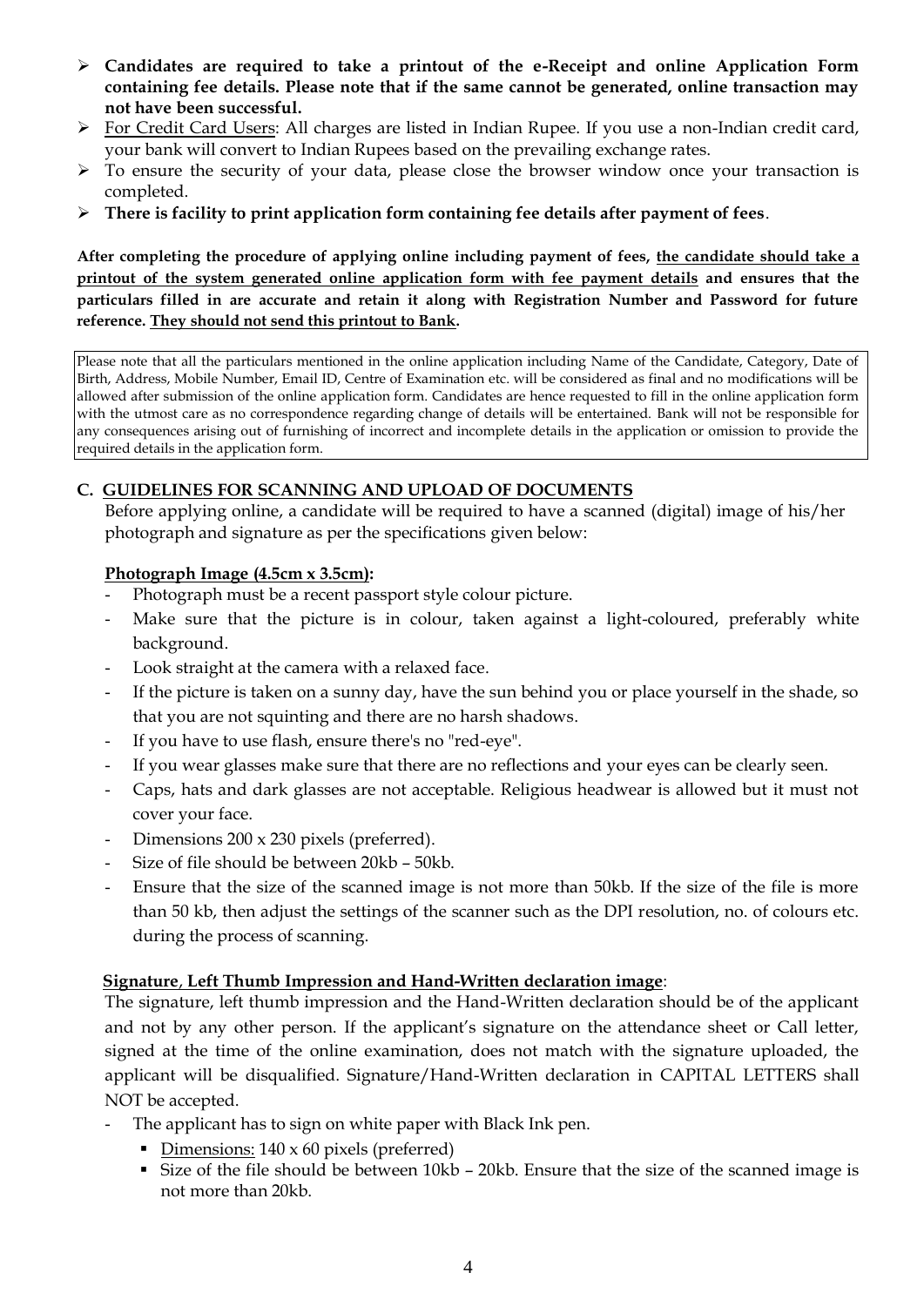- **Candidates are required to take a printout of the e-Receipt and online Application Form containing fee details. Please note that if the same cannot be generated, online transaction may not have been successful.**
- For Credit Card Users: All charges are listed in Indian Rupee. If you use a non-Indian credit card, your bank will convert to Indian Rupees based on the prevailing exchange rates.
- To ensure the security of your data, please close the browser window once your transaction is completed.
- **There is facility to print application form containing fee details after payment of fees**.

**After completing the procedure of applying online including payment of fees, the candidate should take a printout of the system generated online application form with fee payment details and ensures that the particulars filled in are accurate and retain it along with Registration Number and Password for future reference. They should not send this printout to Bank.**

Please note that all the particulars mentioned in the online application including Name of the Candidate, Category, Date of Birth, Address, Mobile Number, Email ID, Centre of Examination etc. will be considered as final and no modifications will be allowed after submission of the online application form. Candidates are hence requested to fill in the online application form with the utmost care as no correspondence regarding change of details will be entertained. Bank will not be responsible for any consequences arising out of furnishing of incorrect and incomplete details in the application or omission to provide the required details in the application form.

## C. GUIDELINES FOR SCANNING AND UPLOAD OF DOCUMENTS

Before applying online, a candidate will be required to have a scanned (digital) image of his/her photograph and signature as per the specifications given below:

**Photograph Image (4.5cm x 3.5cm):**

- Photograph must be a recent passport style colour picture.
- Make sure that the picture is in colour, taken against a light-coloured, preferably white background.
- Look straight at the camera with a relaxed face.
- If the picture is taken on a sunny day, have the sun behind you or place yourself in the shade, so that you are not squinting and there are no harsh shadows.
- If you have to use flash, ensure there's no "red-eye".
- If you wear glasses make sure that there are no reflections and your eyes can be clearly seen.
- Caps, hats and dark glasses are not acceptable. Religious headwear is allowed but it must not cover your face.
- Dimensions 200 x 230 pixels (preferred).
- Size of file should be between 20kb – 50kb.
- Ensure that the size of the scanned image is not more than 50kb. If the size of the file is more than 50 kb, then adjust the settings of the scanner such as the DPI resolution, no. of colours etc. during the process of scanning.

**Signature, Left Thumb Impression and Hand-Written declaration image**:

The signature, left thumb impression and the Hand-Written declaration should be of the applicant and not by any other person. If the applicant's signature on the attendance sheet or Call letter, signed at the time of the online examination, does not match with the signature uploaded, the applicant will be disqualified. Signature/Hand-Written declaration in CAPITAL LETTERS shall NOT be accepted.

- The applicant has to sign on white paper with Black Ink pen.
  - Dimensions: 140 x 60 pixels (preferred)
  - Size of the file should be between 10kb – 20kb. Ensure that the size of the scanned image is not more than 20kb.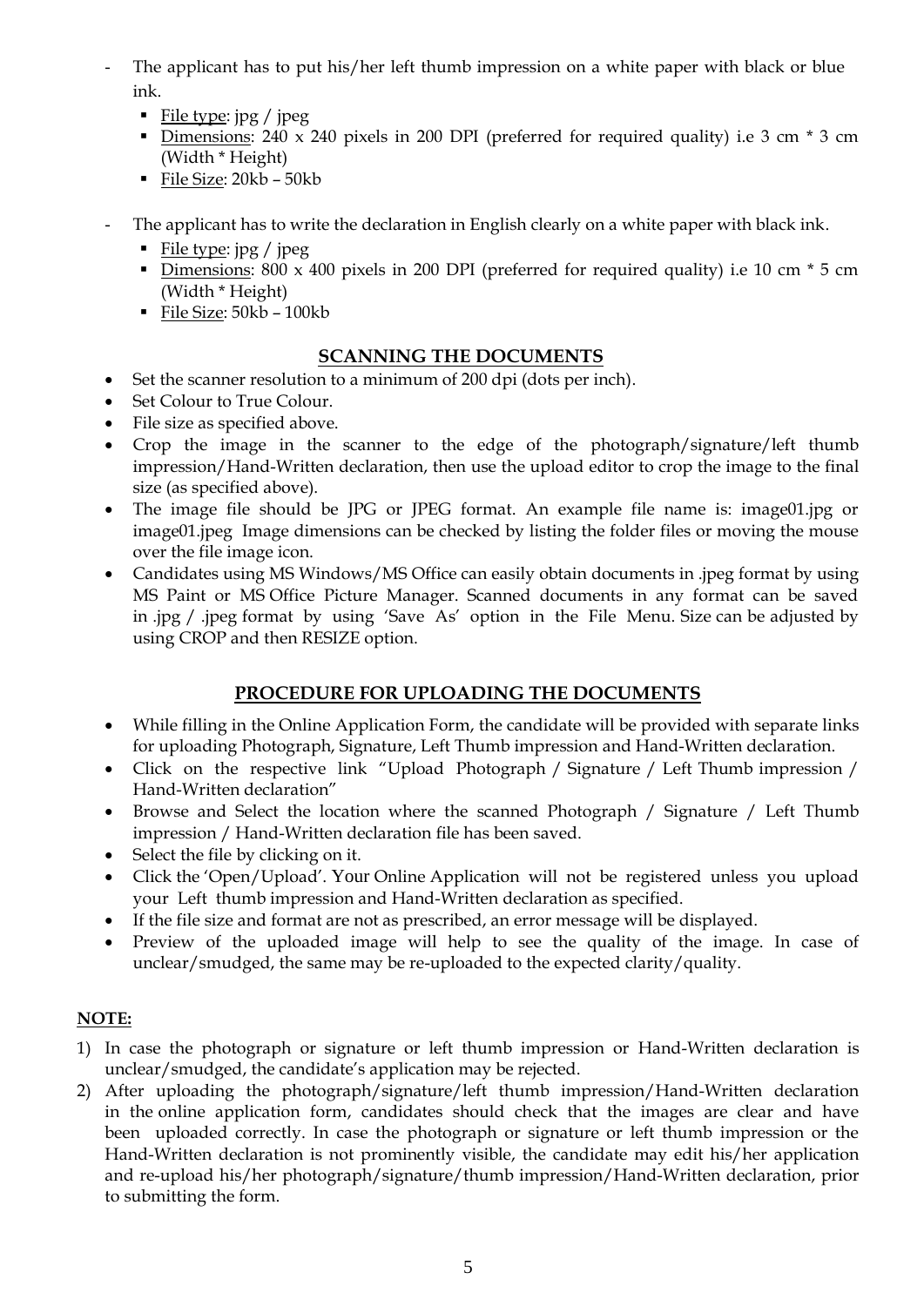- The applicant has to put his/her left thumb impression on a white paper with black or blue ink.
  - <u>File type</u>: jpg / jpeg
  - <u>Dimensions</u>: 240 x 240 pixels in 200 DPI (preferred for required quality) i.e 3 cm * 3 cm (Width * Height)
  - <u>File Size</u>: 20kb – 50kb

- The applicant has to write the declaration in English clearly on a white paper with black ink.
  - <u>File type</u>: jpg / jpeg
  - <u>Dimensions</u>: 800 x 400 pixels in 200 DPI (preferred for required quality) i.e 10 cm * 5 cm (Width * Height)
  - <u>File Size</u>: 50kb – 100kb

## SCANNING THE DOCUMENTS

- Set the scanner resolution to a minimum of 200 dpi (dots per inch).
- Set Colour to True Colour.
- File size as specified above.
- Crop the image in the scanner to the edge of the photograph/signature/left thumb impression/Hand-Written declaration, then use the upload editor to crop the image to the final size (as specified above).
- The image file should be JPG or JPEG format. An example file name is: image01.jpg or image01.jpeg Image dimensions can be checked by listing the folder files or moving the mouse over the file image icon.
- Candidates using MS Windows/MS Office can easily obtain documents in .jpeg format by using MS Paint or MS Office Picture Manager. Scanned documents in any format can be saved in .jpg / .jpeg format by using 'Save As' option in the File Menu. Size can be adjusted by using CROP and then RESIZE option.

## PROCEDURE FOR UPLOADING THE DOCUMENTS

- While filling in the Online Application Form, the candidate will be provided with separate links for uploading Photograph, Signature, Left Thumb impression and Hand-Written declaration.
- Click on the respective link "Upload Photograph / Signature / Left Thumb impression / Hand-Written declaration"
- Browse and Select the location where the scanned Photograph / Signature / Left Thumb impression / Hand-Written declaration file has been saved.
- Select the file by clicking on it.
- Click the 'Open/Upload'. Your Online Application will not be registered unless you upload your Left thumb impression and Hand-Written declaration as specified.
- If the file size and format are not as prescribed, an error message will be displayed.
- Preview of the uploaded image will help to see the quality of the image. In case of unclear/smudged, the same may be re-uploaded to the expected clarity/quality.

**<u>NOTE:</u>**

1) In case the photograph or signature or left thumb impression or Hand-Written declaration is unclear/smudged, the candidate's application may be rejected.
2) After uploading the photograph/signature/left thumb impression/Hand-Written declaration in the online application form, candidates should check that the images are clear and have been uploaded correctly. In case the photograph or signature or left thumb impression or the Hand-Written declaration is not prominently visible, the candidate may edit his/her application and re-upload his/her photograph/signature/thumb impression/Hand-Written declaration, prior to submitting the form.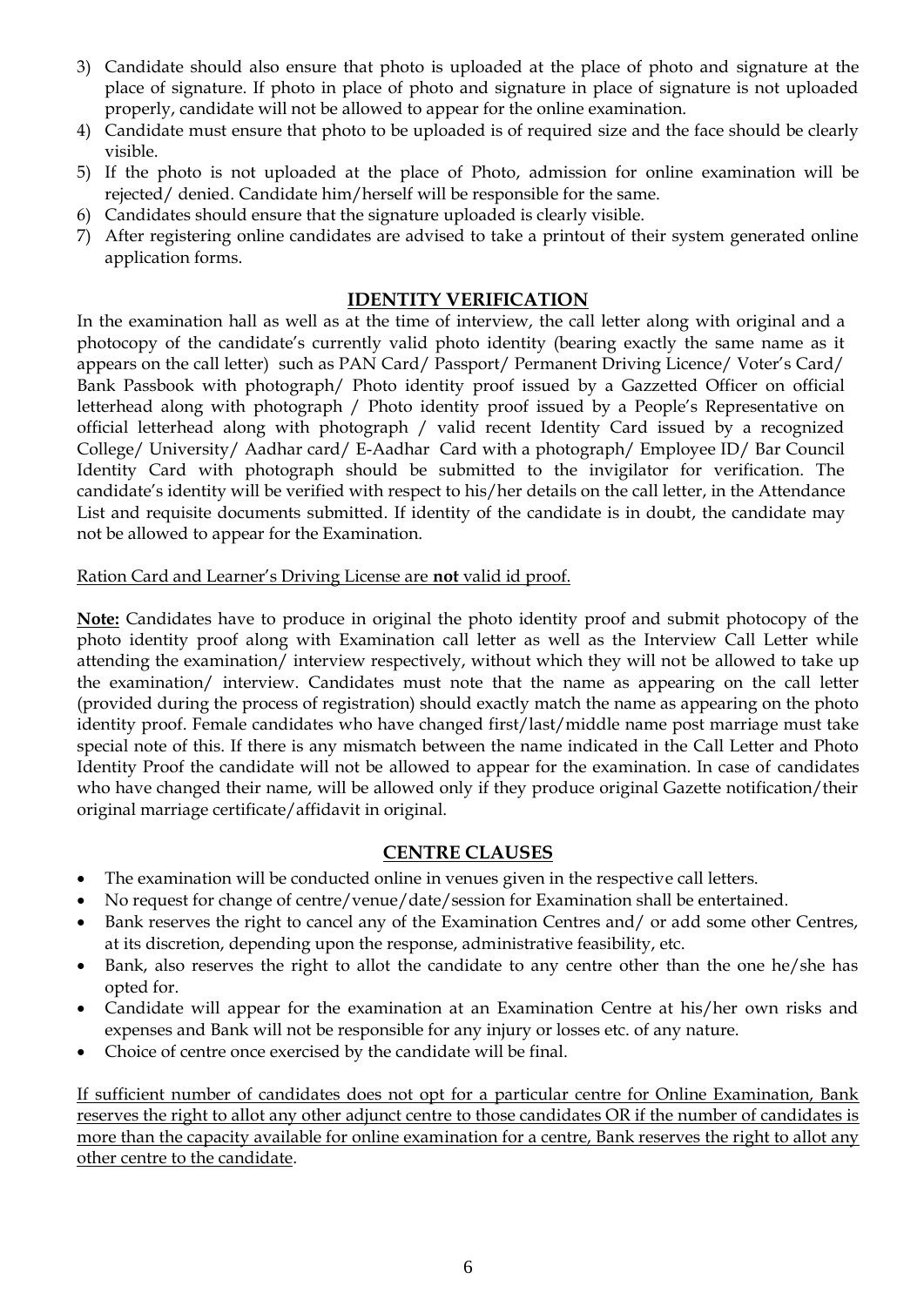3) Candidate should also ensure that photo is uploaded at the place of photo and signature at the place of signature. If photo in place of photo and signature in place of signature is not uploaded properly, candidate will not be allowed to appear for the online examination.
4) Candidate must ensure that photo to be uploaded is of required size and the face should be clearly visible.
5) If the photo is not uploaded at the place of Photo, admission for online examination will be rejected/ denied. Candidate him/herself will be responsible for the same.
6) Candidates should ensure that the signature uploaded is clearly visible.
7) After registering online candidates are advised to take a printout of their system generated online application forms.

## IDENTITY VERIFICATION

In the examination hall as well as at the time of interview, the call letter along with original and a photocopy of the candidate's currently valid photo identity (bearing exactly the same name as it appears on the call letter) such as PAN Card/ Passport/ Permanent Driving Licence/ Voter's Card/ Bank Passbook with photograph/ Photo identity proof issued by a Gazzetted Officer on official letterhead along with photograph / Photo identity proof issued by a People's Representative on official letterhead along with photograph / valid recent Identity Card issued by a recognized College/ University/ Aadhar card/ E-Aadhar Card with a photograph/ Employee ID/ Bar Council Identity Card with photograph should be submitted to the invigilator for verification. The candidate's identity will be verified with respect to his/her details on the call letter, in the Attendance List and requisite documents submitted. If identity of the candidate is in doubt, the candidate may not be allowed to appear for the Examination.

Ration Card and Learner's Driving License are **not** valid id proof.

**Note:** Candidates have to produce in original the photo identity proof and submit photocopy of the photo identity proof along with Examination call letter as well as the Interview Call Letter while attending the examination/ interview respectively, without which they will not be allowed to take up the examination/ interview. Candidates must note that the name as appearing on the call letter (provided during the process of registration) should exactly match the name as appearing on the photo identity proof. Female candidates who have changed first/last/middle name post marriage must take special note of this. If there is any mismatch between the name indicated in the Call Letter and Photo Identity Proof the candidate will not be allowed to appear for the examination. In case of candidates who have changed their name, will be allowed only if they produce original Gazette notification/their original marriage certificate/affidavit in original.

## CENTRE CLAUSES

- The examination will be conducted online in venues given in the respective call letters.
- No request for change of centre/venue/date/session for Examination shall be entertained.
- Bank reserves the right to cancel any of the Examination Centres and/ or add some other Centres, at its discretion, depending upon the response, administrative feasibility, etc.
- Bank, also reserves the right to allot the candidate to any centre other than the one he/she has opted for.
- Candidate will appear for the examination at an Examination Centre at his/her own risks and expenses and Bank will not be responsible for any injury or losses etc. of any nature.
- Choice of centre once exercised by the candidate will be final.

If sufficient number of candidates does not opt for a particular centre for Online Examination, Bank reserves the right to allot any other adjunct centre to those candidates OR if the number of candidates is more than the capacity available for online examination for a centre, Bank reserves the right to allot any other centre to the candidate.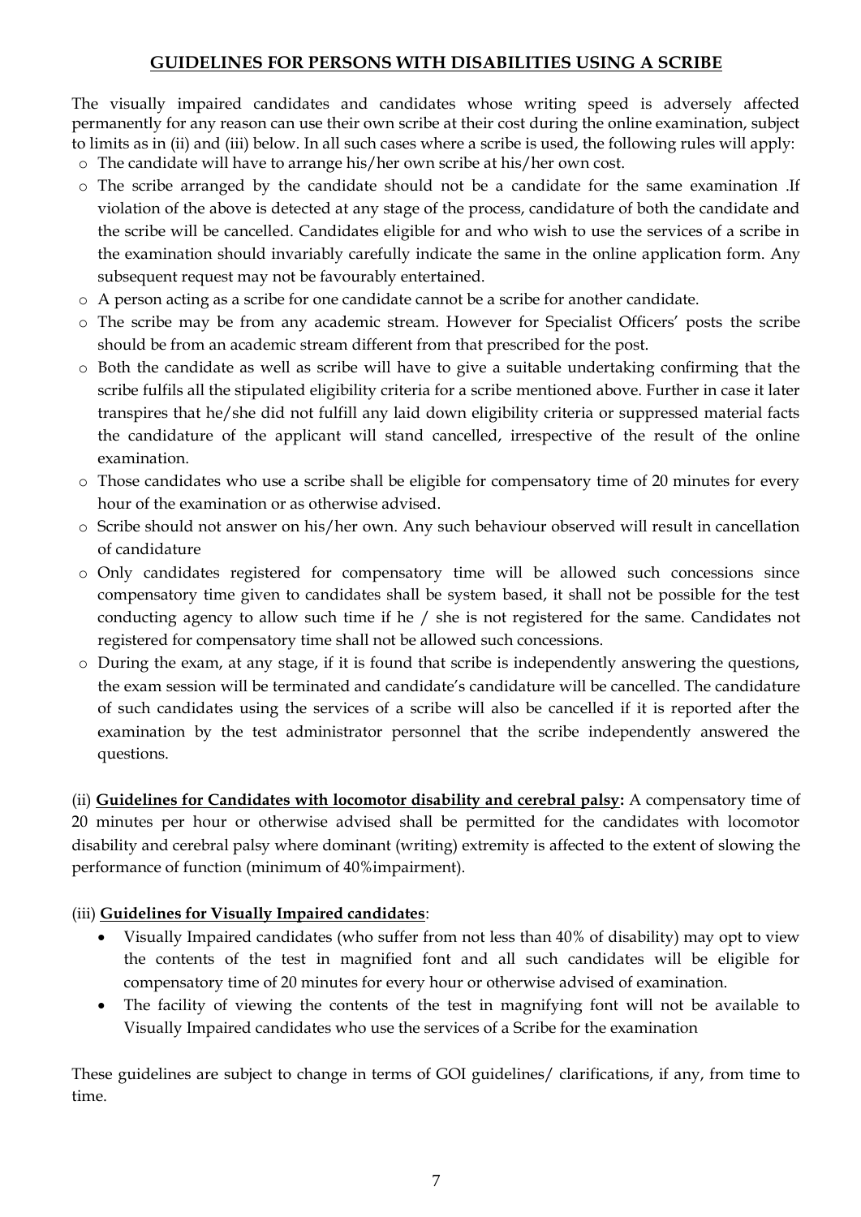## GUIDELINES FOR PERSONS WITH DISABILITIES USING A SCRIBE

The visually impaired candidates and candidates whose writing speed is adversely affected permanently for any reason can use their own scribe at their cost during the online examination, subject to limits as in (ii) and (iii) below. In all such cases where a scribe is used, the following rules will apply:

- The candidate will have to arrange his/her own scribe at his/her own cost.
- The scribe arranged by the candidate should not be a candidate for the same examination .If violation of the above is detected at any stage of the process, candidature of both the candidate and the scribe will be cancelled. Candidates eligible for and who wish to use the services of a scribe in the examination should invariably carefully indicate the same in the online application form. Any subsequent request may not be favourably entertained.
- A person acting as a scribe for one candidate cannot be a scribe for another candidate.
- The scribe may be from any academic stream. However for Specialist Officers' posts the scribe should be from an academic stream different from that prescribed for the post.
- Both the candidate as well as scribe will have to give a suitable undertaking confirming that the scribe fulfils all the stipulated eligibility criteria for a scribe mentioned above. Further in case it later transpires that he/she did not fulfill any laid down eligibility criteria or suppressed material facts the candidature of the applicant will stand cancelled, irrespective of the result of the online examination.
- Those candidates who use a scribe shall be eligible for compensatory time of 20 minutes for every hour of the examination or as otherwise advised.
- Scribe should not answer on his/her own. Any such behaviour observed will result in cancellation of candidature
- Only candidates registered for compensatory time will be allowed such concessions since compensatory time given to candidates shall be system based, it shall not be possible for the test conducting agency to allow such time if he / she is not registered for the same. Candidates not registered for compensatory time shall not be allowed such concessions.
- During the exam, at any stage, if it is found that scribe is independently answering the questions, the exam session will be terminated and candidate's candidature will be cancelled. The candidature of such candidates using the services of a scribe will also be cancelled if it is reported after the examination by the test administrator personnel that the scribe independently answered the questions.

(ii) **Guidelines for Candidates with locomotor disability and cerebral palsy:** A compensatory time of 20 minutes per hour or otherwise advised shall be permitted for the candidates with locomotor disability and cerebral palsy where dominant (writing) extremity is affected to the extent of slowing the performance of function (minimum of 40%impairment).

(iii) **Guidelines for Visually Impaired candidates**:

- Visually Impaired candidates (who suffer from not less than 40% of disability) may opt to view the contents of the test in magnified font and all such candidates will be eligible for compensatory time of 20 minutes for every hour or otherwise advised of examination.
- The facility of viewing the contents of the test in magnifying font will not be available to Visually Impaired candidates who use the services of a Scribe for the examination

These guidelines are subject to change in terms of GOI guidelines/ clarifications, if any, from time to time.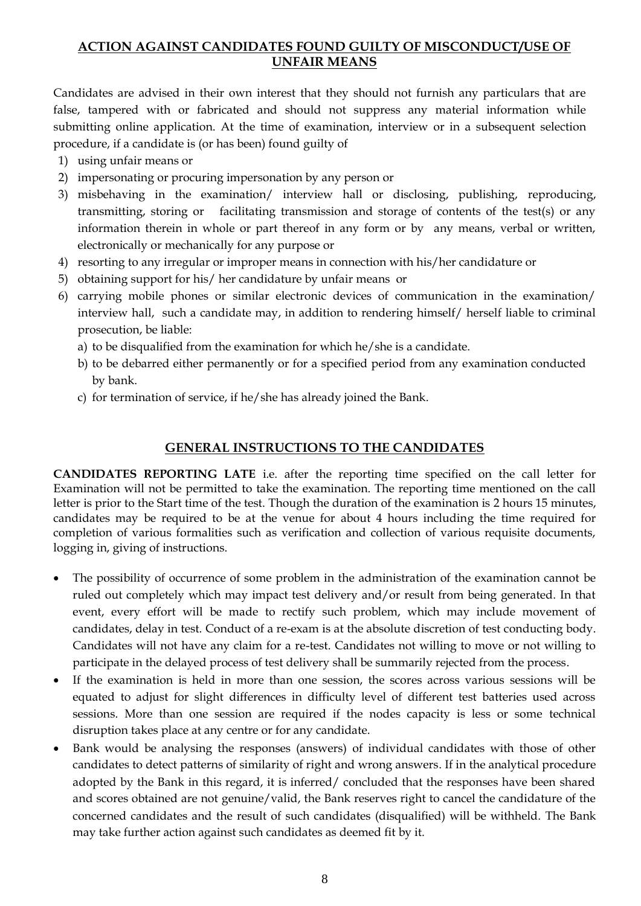## ACTION AGAINST CANDIDATES FOUND GUILTY OF MISCONDUCT/USE OF UNFAIR MEANS

Candidates are advised in their own interest that they should not furnish any particulars that are false, tampered with or fabricated and should not suppress any material information while submitting online application. At the time of examination, interview or in a subsequent selection procedure, if a candidate is (or has been) found guilty of

1) using unfair means or
2) impersonating or procuring impersonation by any person or
3) misbehaving in the examination/ interview hall or disclosing, publishing, reproducing, transmitting, storing or facilitating transmission and storage of contents of the test(s) or any information therein in whole or part thereof in any form or by any means, verbal or written, electronically or mechanically for any purpose or
4) resorting to any irregular or improper means in connection with his/her candidature or
5) obtaining support for his/ her candidature by unfair means or
6) carrying mobile phones or similar electronic devices of communication in the examination/ interview hall, such a candidate may, in addition to rendering himself/ herself liable to criminal prosecution, be liable:
   a) to be disqualified from the examination for which he/she is a candidate.
   b) to be debarred either permanently or for a specified period from any examination conducted by bank.
   c) for termination of service, if he/she has already joined the Bank.

## GENERAL INSTRUCTIONS TO THE CANDIDATES

**CANDIDATES REPORTING LATE** i.e. after the reporting time specified on the call letter for Examination will not be permitted to take the examination. The reporting time mentioned on the call letter is prior to the Start time of the test. Though the duration of the examination is 2 hours 15 minutes, candidates may be required to be at the venue for about 4 hours including the time required for completion of various formalities such as verification and collection of various requisite documents, logging in, giving of instructions.

- The possibility of occurrence of some problem in the administration of the examination cannot be ruled out completely which may impact test delivery and/or result from being generated. In that event, every effort will be made to rectify such problem, which may include movement of candidates, delay in test. Conduct of a re-exam is at the absolute discretion of test conducting body. Candidates will not have any claim for a re-test. Candidates not willing to move or not willing to participate in the delayed process of test delivery shall be summarily rejected from the process.
- If the examination is held in more than one session, the scores across various sessions will be equated to adjust for slight differences in difficulty level of different test batteries used across sessions. More than one session are required if the nodes capacity is less or some technical disruption takes place at any centre or for any candidate.
- Bank would be analysing the responses (answers) of individual candidates with those of other candidates to detect patterns of similarity of right and wrong answers. If in the analytical procedure adopted by the Bank in this regard, it is inferred/ concluded that the responses have been shared and scores obtained are not genuine/valid, the Bank reserves right to cancel the candidature of the concerned candidates and the result of such candidates (disqualified) will be withheld. The Bank may take further action against such candidates as deemed fit by it.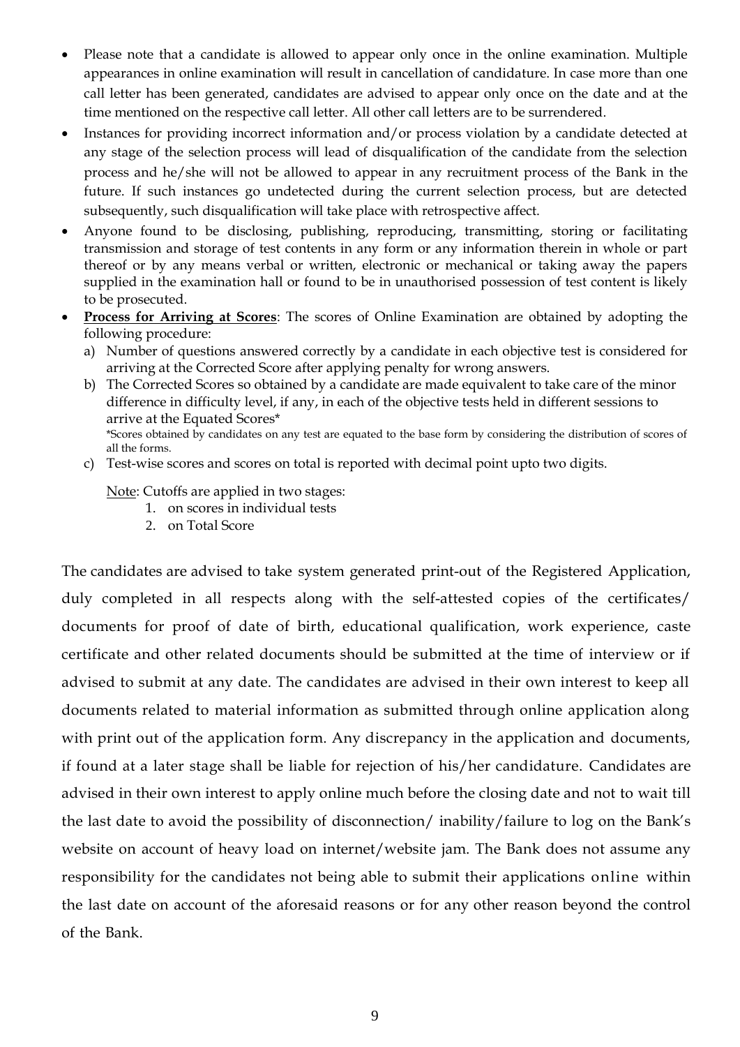- Please note that a candidate is allowed to appear only once in the online examination. Multiple appearances in online examination will result in cancellation of candidature. In case more than one call letter has been generated, candidates are advised to appear only once on the date and at the time mentioned on the respective call letter. All other call letters are to be surrendered.
- Instances for providing incorrect information and/or process violation by a candidate detected at any stage of the selection process will lead of disqualification of the candidate from the selection process and he/she will not be allowed to appear in any recruitment process of the Bank in the future. If such instances go undetected during the current selection process, but are detected subsequently, such disqualification will take place with retrospective affect.
- Anyone found to be disclosing, publishing, reproducing, transmitting, storing or facilitating transmission and storage of test contents in any form or any information therein in whole or part thereof or by any means verbal or written, electronic or mechanical or taking away the papers supplied in the examination hall or found to be in unauthorised possession of test content is likely to be prosecuted.
- **Process for Arriving at Scores**: The scores of Online Examination are obtained by adopting the following procedure:
  a) Number of questions answered correctly by a candidate in each objective test is considered for arriving at the Corrected Score after applying penalty for wrong answers.
  b) The Corrected Scores so obtained by a candidate are made equivalent to take care of the minor difference in difficulty level, if any, in each of the objective tests held in different sessions to arrive at the Equated Scores*

     *Scores obtained by candidates on any test are equated to the base form by considering the distribution of scores of all the forms.
  c) Test-wise scores and scores on total is reported with decimal point upto two digits.

  Note: Cutoffs are applied in two stages:
  1. on scores in individual tests
  2. on Total Score

The candidates are advised to take system generated print-out of the Registered Application, duly completed in all respects along with the self-attested copies of the certificates/ documents for proof of date of birth, educational qualification, work experience, caste certificate and other related documents should be submitted at the time of interview or if advised to submit at any date. The candidates are advised in their own interest to keep all documents related to material information as submitted through online application along with print out of the application form. Any discrepancy in the application and documents, if found at a later stage shall be liable for rejection of his/her candidature. Candidates are advised in their own interest to apply online much before the closing date and not to wait till the last date to avoid the possibility of disconnection/ inability/failure to log on the Bank's website on account of heavy load on internet/website jam. The Bank does not assume any responsibility for the candidates not being able to submit their applications online within the last date on account of the aforesaid reasons or for any other reason beyond the control of the Bank.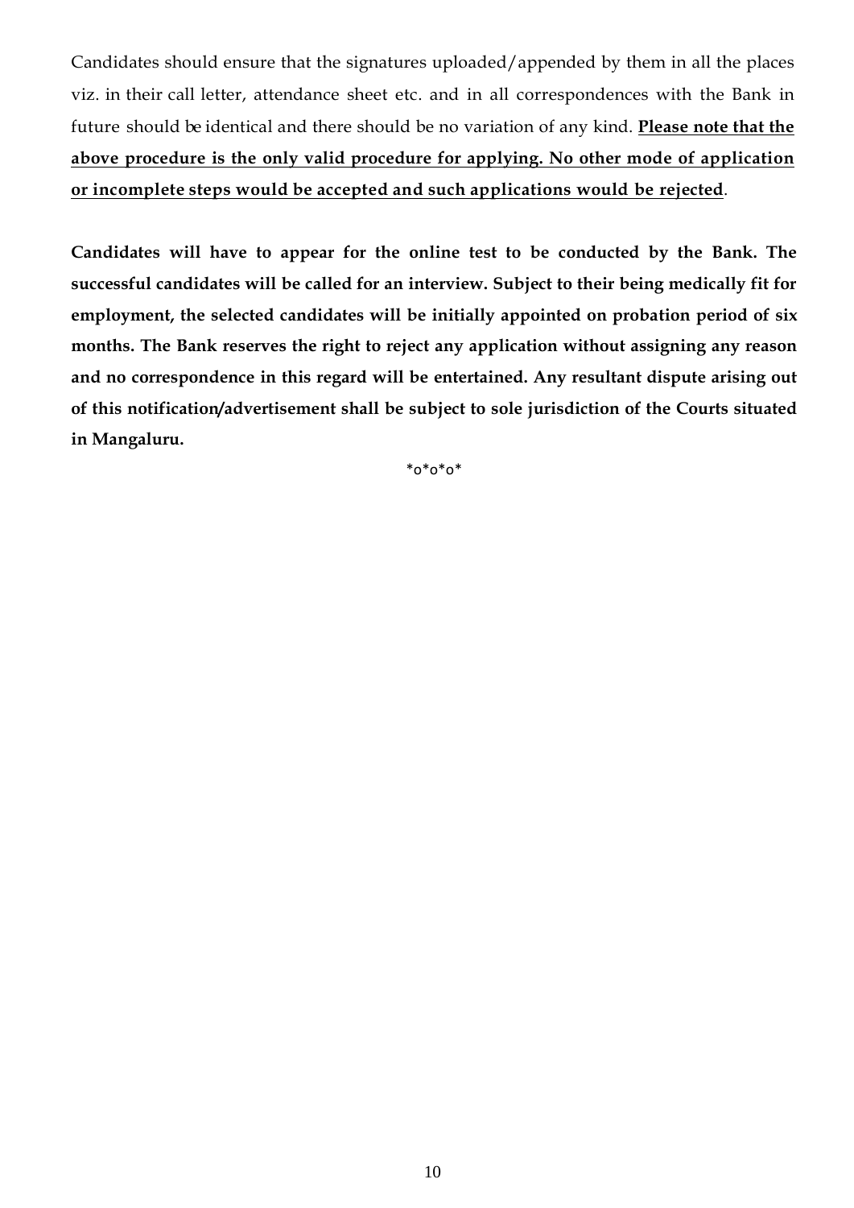Candidates should ensure that the signatures uploaded/appended by them in all the places viz. in their call letter, attendance sheet etc. and in all correspondences with the Bank in future should be identical and there should be no variation of any kind. **Please note that the above procedure is the only valid procedure for applying. No other mode of application or incomplete steps would be accepted and such applications would be rejected**.

**Candidates will have to appear for the online test to be conducted by the Bank. The successful candidates will be called for an interview. Subject to their being medically fit for employment, the selected candidates will be initially appointed on probation period of six months. The Bank reserves the right to reject any application without assigning any reason and no correspondence in this regard will be entertained. Any resultant dispute arising out of this notification/advertisement shall be subject to sole jurisdiction of the Courts situated in Mangaluru.**

*o*o*o*